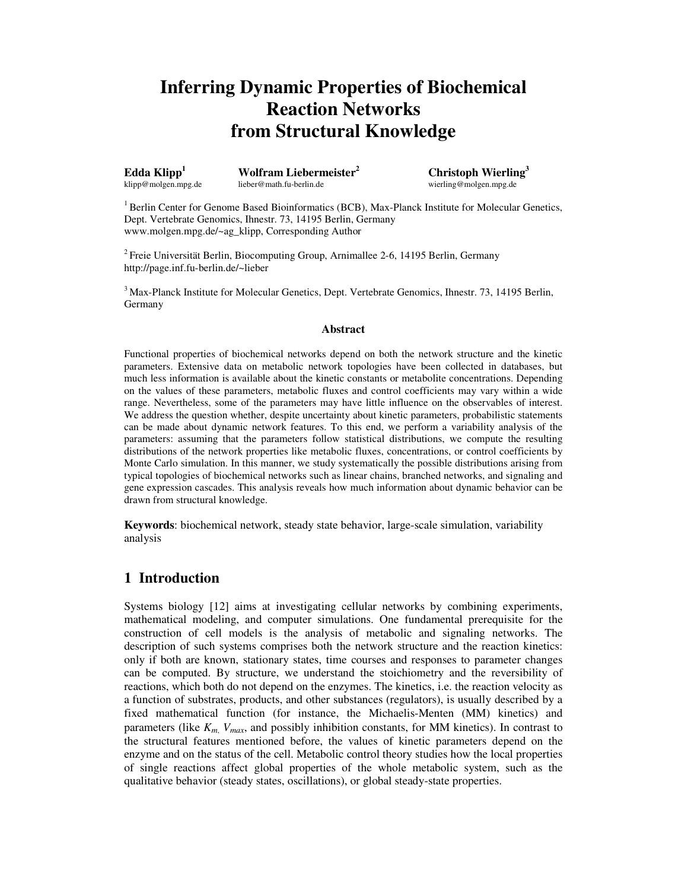# Inferring Dynamic Properties of Biochemical Reaction Networks from Structural Knowledge

**Edda Klipp**[1]
klipp@molgen.mpg.de

**Wolfram Liebermeister**[2]
lieber@math.fu-berlin.de

**Christoph Wierling**[3]
wierling@molgen.mpg.de

[1] Berlin Center for Genome Based Bioinformatics (BCB), Max-Planck Institute for Molecular Genetics, Dept. Vertebrate Genomics, Ihnestr. 73, 14195 Berlin, Germany
www.molgen.mpg.de/~ag_klipp, Corresponding Author

[2] Freie Universität Berlin, Biocomputing Group, Arnimallee 2-6, 14195 Berlin, Germany
http://page.inf.fu-berlin.de/~lieber

[3] Max-Planck Institute for Molecular Genetics, Dept. Vertebrate Genomics, Ihnestr. 73, 14195 Berlin, Germany

### Abstract

Functional properties of biochemical networks depend on both the network structure and the kinetic parameters. Extensive data on metabolic network topologies have been collected in databases, but much less information is available about the kinetic constants or metabolite concentrations. Depending on the values of these parameters, metabolic fluxes and control coefficients may vary within a wide range. Nevertheless, some of the parameters may have little influence on the observables of interest. We address the question whether, despite uncertainty about kinetic parameters, probabilistic statements can be made about dynamic network features. To this end, we perform a variability analysis of the parameters: assuming that the parameters follow statistical distributions, we compute the resulting distributions of the network properties like metabolic fluxes, concentrations, or control coefficients by Monte Carlo simulation. In this manner, we study systematically the possible distributions arising from typical topologies of biochemical networks such as linear chains, branched networks, and signaling and gene expression cascades. This analysis reveals how much information about dynamic behavior can be drawn from structural knowledge.

**Keywords**: biochemical network, steady state behavior, large-scale simulation, variability analysis

## 1 Introduction

Systems biology [12] aims at investigating cellular networks by combining experiments, mathematical modeling, and computer simulations. One fundamental prerequisite for the construction of cell models is the analysis of metabolic and signaling networks. The description of such systems comprises both the network structure and the reaction kinetics: only if both are known, stationary states, time courses and responses to parameter changes can be computed. By structure, we understand the stoichiometry and the reversibility of reactions, which both do not depend on the enzymes. The kinetics, i.e. the reaction velocity as a function of substrates, products, and other substances (regulators), is usually described by a fixed mathematical function (for instance, the Michaelis-Menten (MM) kinetics) and parameters (like $K_m$, $V_{max}$, and possibly inhibition constants, for MM kinetics). In contrast to the structural features mentioned before, the values of kinetic parameters depend on the enzyme and on the status of the cell. Metabolic control theory studies how the local properties of single reactions affect global properties of the whole metabolic system, such as the qualitative behavior (steady states, oscillations), or global steady-state properties.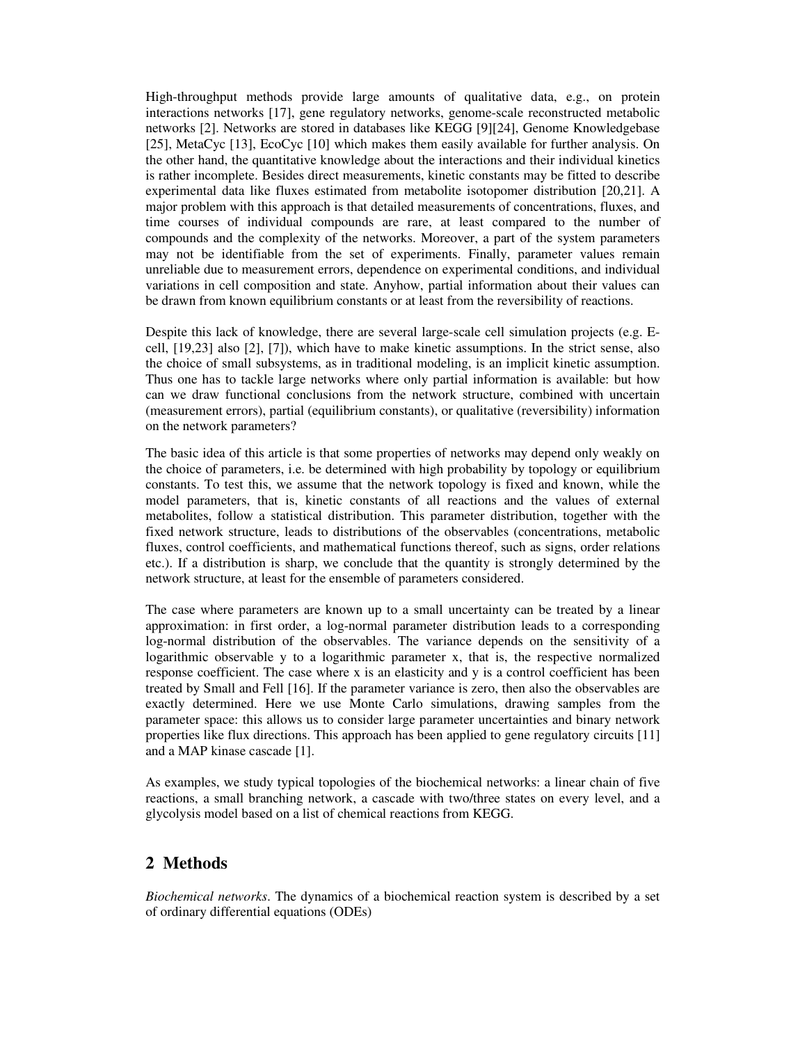High-throughput methods provide large amounts of qualitative data, e.g., on protein interactions networks [17], gene regulatory networks, genome-scale reconstructed metabolic networks [2]. Networks are stored in databases like KEGG [9][24], Genome Knowledgebase [25], MetaCyc [13], EcoCyc [10] which makes them easily available for further analysis. On the other hand, the quantitative knowledge about the interactions and their individual kinetics is rather incomplete. Besides direct measurements, kinetic constants may be fitted to describe experimental data like fluxes estimated from metabolite isotopomer distribution [20,21]. A major problem with this approach is that detailed measurements of concentrations, fluxes, and time courses of individual compounds are rare, at least compared to the number of compounds and the complexity of the networks. Moreover, a part of the system parameters may not be identifiable from the set of experiments. Finally, parameter values remain unreliable due to measurement errors, dependence on experimental conditions, and individual variations in cell composition and state. Anyhow, partial information about their values can be drawn from known equilibrium constants or at least from the reversibility of reactions.

Despite this lack of knowledge, there are several large-scale cell simulation projects (e.g. E-cell, [19,23] also [2], [7]), which have to make kinetic assumptions. In the strict sense, also the choice of small subsystems, as in traditional modeling, is an implicit kinetic assumption. Thus one has to tackle large networks where only partial information is available: but how can we draw functional conclusions from the network structure, combined with uncertain (measurement errors), partial (equilibrium constants), or qualitative (reversibility) information on the network parameters?

The basic idea of this article is that some properties of networks may depend only weakly on the choice of parameters, i.e. be determined with high probability by topology or equilibrium constants. To test this, we assume that the network topology is fixed and known, while the model parameters, that is, kinetic constants of all reactions and the values of external metabolites, follow a statistical distribution. This parameter distribution, together with the fixed network structure, leads to distributions of the observables (concentrations, metabolic fluxes, control coefficients, and mathematical functions thereof, such as signs, order relations etc.). If a distribution is sharp, we conclude that the quantity is strongly determined by the network structure, at least for the ensemble of parameters considered.

The case where parameters are known up to a small uncertainty can be treated by a linear approximation: in first order, a log-normal parameter distribution leads to a corresponding log-normal distribution of the observables. The variance depends on the sensitivity of a logarithmic observable y to a logarithmic parameter x, that is, the respective normalized response coefficient. The case where x is an elasticity and y is a control coefficient has been treated by Small and Fell [16]. If the parameter variance is zero, then also the observables are exactly determined. Here we use Monte Carlo simulations, drawing samples from the parameter space: this allows us to consider large parameter uncertainties and binary network properties like flux directions. This approach has been applied to gene regulatory circuits [11] and a MAP kinase cascade [1].

As examples, we study typical topologies of the biochemical networks: a linear chain of five reactions, a small branching network, a cascade with two/three states on every level, and a glycolysis model based on a list of chemical reactions from KEGG.

## 2 Methods

*Biochemical networks*. The dynamics of a biochemical reaction system is described by a set of ordinary differential equations (ODEs)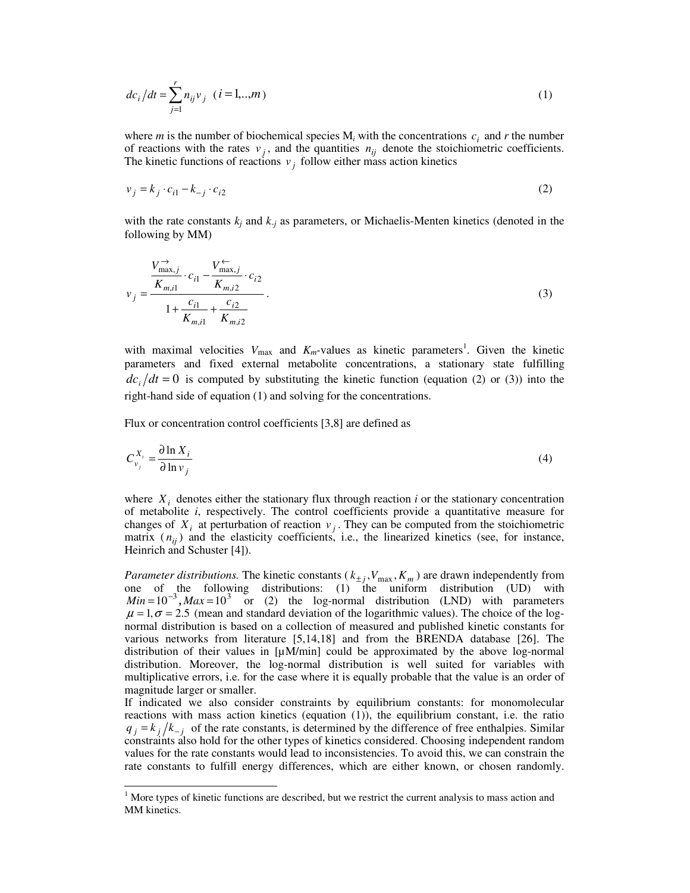$$dc_i/dt = \sum_{j=1}^{r} n_{ij} v_j \quad (i = 1,..,m) \tag{1}$$

where $m$ is the number of biochemical species $M_i$ with the concentrations $c_i$ and $r$ the number of reactions with the rates $v_j$, and the quantities $n_{ij}$ denote the stoichiometric coefficients. The kinetic functions of reactions $v_j$ follow either mass action kinetics

$$v_j = k_j \cdot c_{i1} - k_{-j} \cdot c_{i2} \tag{2}$$

with the rate constants $k_j$ and $k_{-j}$ as parameters, or Michaelis-Menten kinetics (denoted in the following by MM)

$$v_j = \frac{\dfrac{V_{\max,j}^{\rightarrow}}{K_{m,i1}} \cdot c_{i1} - \dfrac{V_{\max,j}^{\leftarrow}}{K_{m,i2}} \cdot c_{i2}}{1 + \dfrac{c_{i1}}{K_{m,i1}} + \dfrac{c_{i2}}{K_{m,i2}}} . \tag{3}$$

with maximal velocities $V_{\max}$ and $K_m$-values as kinetic parameters[1]. Given the kinetic parameters and fixed external metabolite concentrations, a stationary state fulfilling $dc_i/dt = 0$ is computed by substituting the kinetic function (equation (2) or (3)) into the right-hand side of equation (1) and solving for the concentrations.

Flux or concentration control coefficients [3,8] are defined as

$$C_{v_j}^{X_i} = \frac{\partial \ln X_i}{\partial \ln v_j} \tag{4}$$

where $X_i$ denotes either the stationary flux through reaction $i$ or the stationary concentration of metabolite $i$, respectively. The control coefficients provide a quantitative measure for changes of $X_i$ at perturbation of reaction $v_j$. They can be computed from the stoichiometric matrix ($n_{ij}$) and the elasticity coefficients, i.e., the linearized kinetics (see, for instance, Heinrich and Schuster [4]).

*Parameter distributions.* The kinetic constants ($k_{\pm j}, V_{\max}, K_m$) are drawn independently from one of the following distributions: (1) the uniform distribution (UD) with $Min = 10^{-3}, Max = 10^{3}$ or (2) the log-normal distribution (LND) with parameters $\mu = 1, \sigma = 2.5$ (mean and standard deviation of the logarithmic values). The choice of the log-normal distribution is based on a collection of measured and published kinetic constants for various networks from literature [5,14,18] and from the BRENDA database [26]. The distribution of their values in [µM/min] could be approximated by the above log-normal distribution. Moreover, the log-normal distribution is well suited for variables with multiplicative errors, i.e. for the case where it is equally probable that the value is an order of magnitude larger or smaller.

If indicated we also consider constraints by equilibrium constants: for monomolecular reactions with mass action kinetics (equation (1)), the equilibrium constant, i.e. the ratio $q_j = k_j / k_{-j}$ of the rate constants, is determined by the difference of free enthalpies. Similar constraints also hold for the other types of kinetics considered. Choosing independent random values for the rate constants would lead to inconsistencies. To avoid this, we can constrain the rate constants to fulfill energy differences, which are either known, or chosen randomly.

[1] More types of kinetic functions are described, but we restrict the current analysis to mass action and MM kinetics.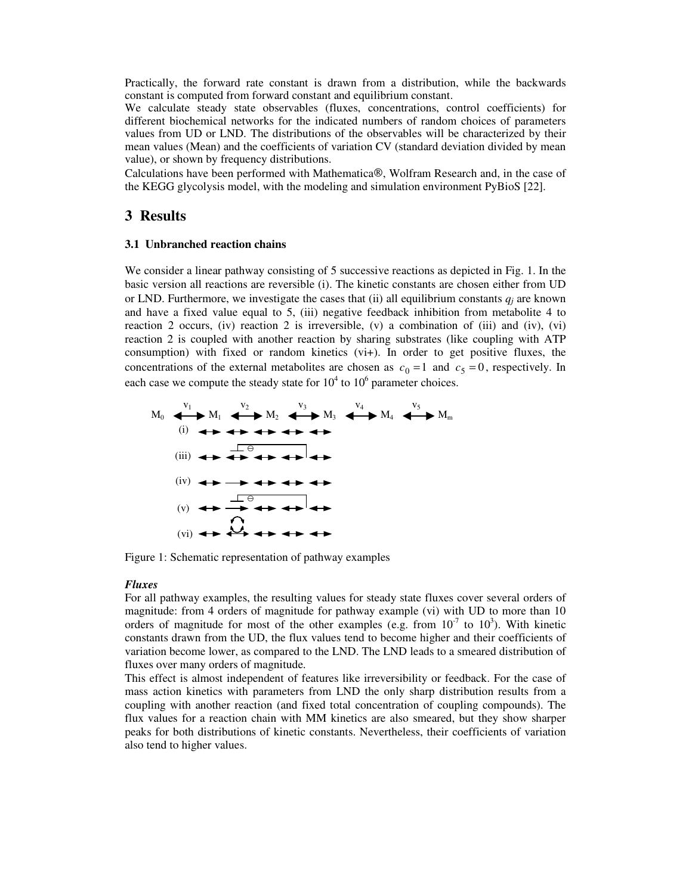Practically, the forward rate constant is drawn from a distribution, while the backwards constant is computed from forward constant and equilibrium constant.

We calculate steady state observables (fluxes, concentrations, control coefficients) for different biochemical networks for the indicated numbers of random choices of parameters values from UD or LND. The distributions of the observables will be characterized by their mean values (Mean) and the coefficients of variation CV (standard deviation divided by mean value), or shown by frequency distributions.

Calculations have been performed with Mathematica®, Wolfram Research and, in the case of the KEGG glycolysis model, with the modeling and simulation environment PyBioS [22].

# 3 Results

### 3.1 Unbranched reaction chains

We consider a linear pathway consisting of 5 successive reactions as depicted in Fig. 1. In the basic version all reactions are reversible (i). The kinetic constants are chosen either from UD or LND. Furthermore, we investigate the cases that (ii) all equilibrium constants $q_j$ are known and have a fixed value equal to 5, (iii) negative feedback inhibition from metabolite 4 to reaction 2 occurs, (iv) reaction 2 is irreversible, (v) a combination of (iii) and (iv), (vi) reaction 2 is coupled with another reaction by sharing substrates (like coupling with ATP consumption) with fixed or random kinetics (vi+). In order to get positive fluxes, the concentrations of the external metabolites are chosen as $c_0 = 1$ and $c_5 = 0$, respectively. In each case we compute the steady state for $10^4$ to $10^6$ parameter choices.

Figure 1: Schematic representation of pathway examples

***Fluxes***

For all pathway examples, the resulting values for steady state fluxes cover several orders of magnitude: from 4 orders of magnitude for pathway example (vi) with UD to more than 10 orders of magnitude for most of the other examples (e.g. from $10^{-7}$ to $10^3$). With kinetic constants drawn from the UD, the flux values tend to become higher and their coefficients of variation become lower, as compared to the LND. The LND leads to a smeared distribution of fluxes over many orders of magnitude.

This effect is almost independent of features like irreversibility or feedback. For the case of mass action kinetics with parameters from LND the only sharp distribution results from a coupling with another reaction (and fixed total concentration of coupling compounds). The flux values for a reaction chain with MM kinetics are also smeared, but they show sharper peaks for both distributions of kinetic constants. Nevertheless, their coefficients of variation also tend to higher values.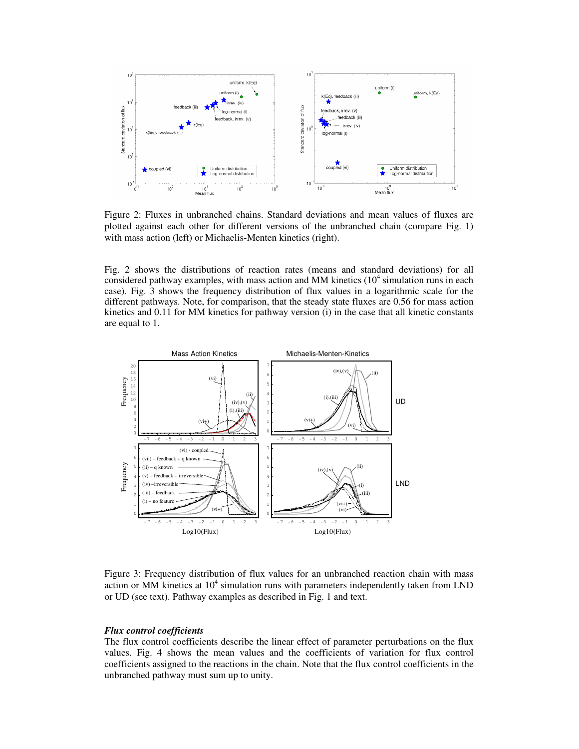Figure 2: Fluxes in unbranched chains. Standard deviations and mean values of fluxes are plotted against each other for different versions of the unbranched chain (compare Fig. 1) with mass action (left) or Michaelis-Menten kinetics (right).

Fig. 2 shows the distributions of reaction rates (means and standard deviations) for all considered pathway examples, with mass action and MM kinetics ($10^4$ simulation runs in each case). Fig. 3 shows the frequency distribution of flux values in a logarithmic scale for the different pathways. Note, for comparison, that the steady state fluxes are 0.56 for mass action kinetics and 0.11 for MM kinetics for pathway version (i) in the case that all kinetic constants are equal to 1.

Figure 3: Frequency distribution of flux values for an unbranched reaction chain with mass action or MM kinetics at $10^4$ simulation runs with parameters independently taken from LND or UD (see text). Pathway examples as described in Fig. 1 and text.

### *Flux control coefficients*

The flux control coefficients describe the linear effect of parameter perturbations on the flux values. Fig. 4 shows the mean values and the coefficients of variation for flux control coefficients assigned to the reactions in the chain. Note that the flux control coefficients in the unbranched pathway must sum up to unity.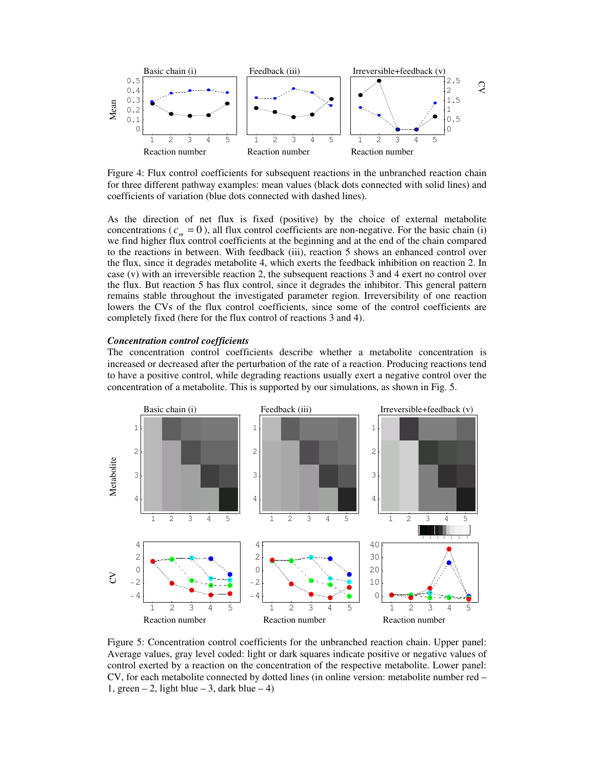Figure 4: Flux control coefficients for subsequent reactions in the unbranched reaction chain for three different pathway examples: mean values (black dots connected with solid lines) and coefficients of variation (blue dots connected with dashed lines).

As the direction of net flux is fixed (positive) by the choice of external metabolite concentrations ( $c_m = 0$ ), all flux control coefficients are non-negative. For the basic chain (i) we find higher flux control coefficients at the beginning and at the end of the chain compared to the reactions in between. With feedback (iii), reaction 5 shows an enhanced control over the flux, since it degrades metabolite 4, which exerts the feedback inhibition on reaction 2. In case (v) with an irreversible reaction 2, the subsequent reactions 3 and 4 exert no control over the flux. But reaction 5 has flux control, since it degrades the inhibitor. This general pattern remains stable throughout the investigated parameter region. Irreversibility of one reaction lowers the CVs of the flux control coefficients, since some of the control coefficients are completely fixed (here for the flux control of reactions 3 and 4).

### *Concentration control coefficients*

The concentration control coefficients describe whether a metabolite concentration is increased or decreased after the perturbation of the rate of a reaction. Producing reactions tend to have a positive control, while degrading reactions usually exert a negative control over the concentration of a metabolite. This is supported by our simulations, as shown in Fig. 5.

Figure 5: Concentration control coefficients for the unbranched reaction chain. Upper panel: Average values, gray level coded: light or dark squares indicate positive or negative values of control exerted by a reaction on the concentration of the respective metabolite. Lower panel: CV, for each metabolite connected by dotted lines (in online version: metabolite number red – 1, green – 2, light blue – 3, dark blue – 4)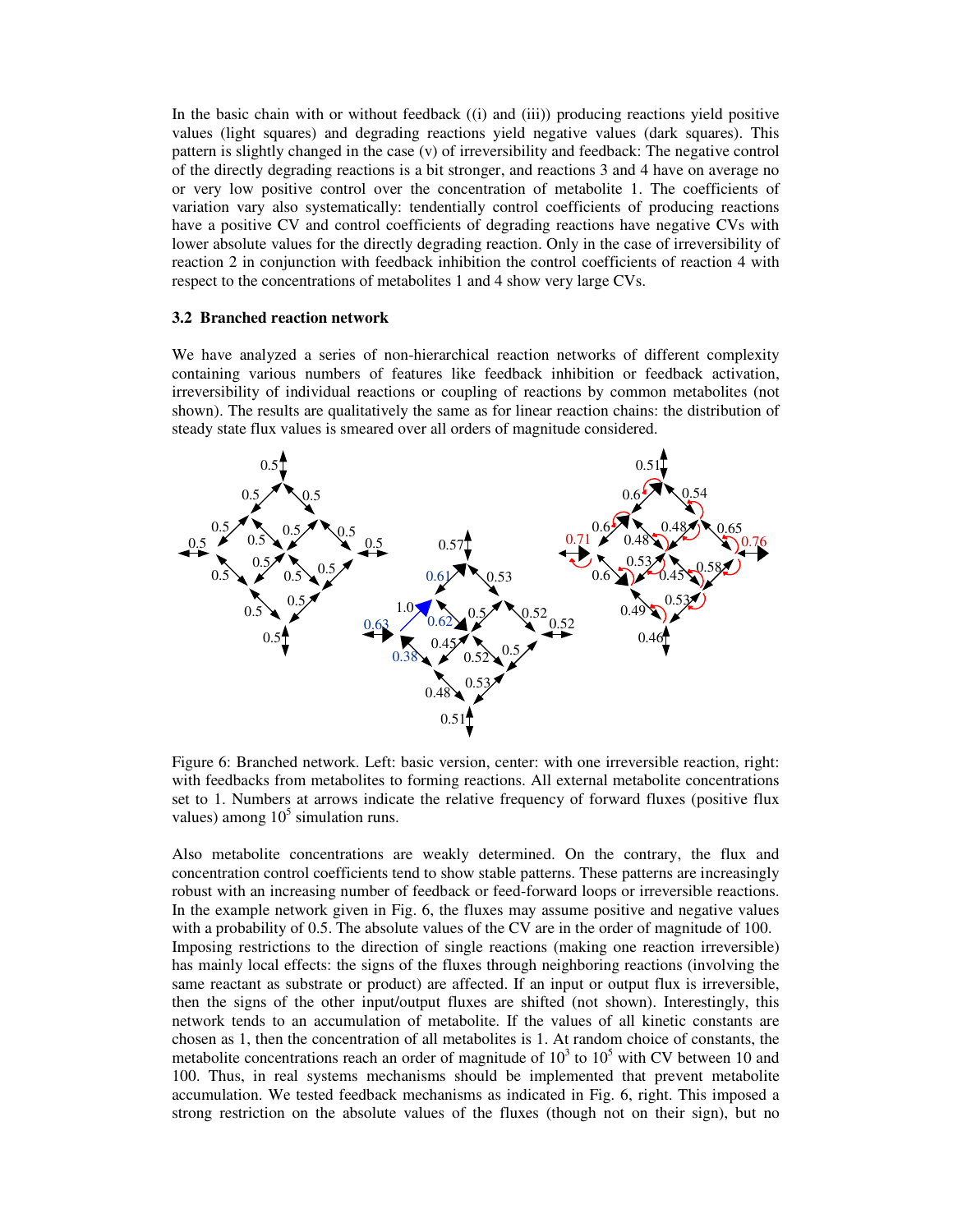In the basic chain with or without feedback ((i) and (iii)) producing reactions yield positive values (light squares) and degrading reactions yield negative values (dark squares). This pattern is slightly changed in the case (v) of irreversibility and feedback: The negative control of the directly degrading reactions is a bit stronger, and reactions 3 and 4 have on average no or very low positive control over the concentration of metabolite 1. The coefficients of variation vary also systematically: tendentially control coefficients of producing reactions have a positive CV and control coefficients of degrading reactions have negative CVs with lower absolute values for the directly degrading reaction. Only in the case of irreversibility of reaction 2 in conjunction with feedback inhibition the control coefficients of reaction 4 with respect to the concentrations of metabolites 1 and 4 show very large CVs.

### 3.2 Branched reaction network

We have analyzed a series of non-hierarchical reaction networks of different complexity containing various numbers of features like feedback inhibition or feedback activation, irreversibility of individual reactions or coupling of reactions by common metabolites (not shown). The results are qualitatively the same as for linear reaction chains: the distribution of steady state flux values is smeared over all orders of magnitude considered.

Figure 6: Branched network. Left: basic version, center: with one irreversible reaction, right: with feedbacks from metabolites to forming reactions. All external metabolite concentrations set to 1. Numbers at arrows indicate the relative frequency of forward fluxes (positive flux values) among $10^5$ simulation runs.

Also metabolite concentrations are weakly determined. On the contrary, the flux and concentration control coefficients tend to show stable patterns. These patterns are increasingly robust with an increasing number of feedback or feed-forward loops or irreversible reactions. In the example network given in Fig. 6, the fluxes may assume positive and negative values with a probability of 0.5. The absolute values of the CV are in the order of magnitude of 100. Imposing restrictions to the direction of single reactions (making one reaction irreversible) has mainly local effects: the signs of the fluxes through neighboring reactions (involving the same reactant as substrate or product) are affected. If an input or output flux is irreversible, then the signs of the other input/output fluxes are shifted (not shown). Interestingly, this network tends to an accumulation of metabolite. If the values of all kinetic constants are chosen as 1, then the concentration of all metabolites is 1. At random choice of constants, the metabolite concentrations reach an order of magnitude of $10^3$ to $10^5$ with CV between 10 and 100. Thus, in real systems mechanisms should be implemented that prevent metabolite accumulation. We tested feedback mechanisms as indicated in Fig. 6, right. This imposed a strong restriction on the absolute values of the fluxes (though not on their sign), but no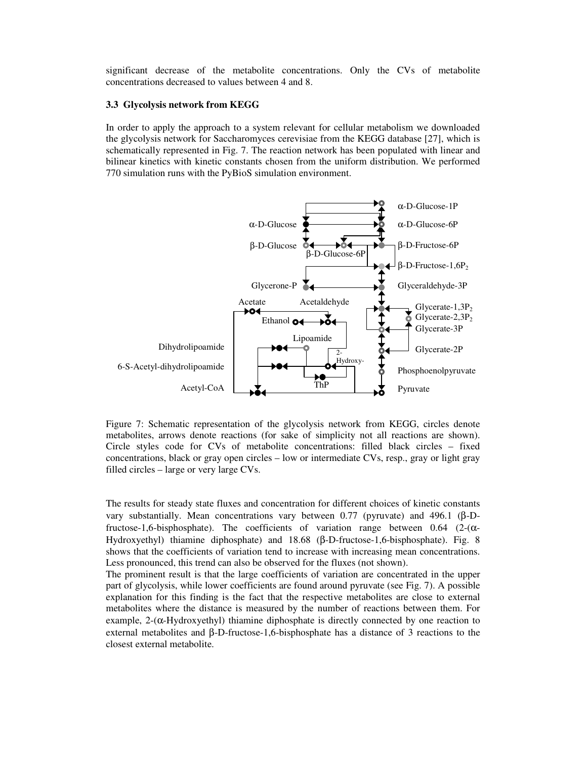significant decrease of the metabolite concentrations. Only the CVs of metabolite concentrations decreased to values between 4 and 8.

### 3.3 Glycolysis network from KEGG

In order to apply the approach to a system relevant for cellular metabolism we downloaded the glycolysis network for Saccharomyces cerevisiae from the KEGG database [27], which is schematically represented in Fig. 7. The reaction network has been populated with linear and bilinear kinetics with kinetic constants chosen from the uniform distribution. We performed 770 simulation runs with the PyBioS simulation environment.

Figure 7: Schematic representation of the glycolysis network from KEGG, circles denote metabolites, arrows denote reactions (for sake of simplicity not all reactions are shown). Circle styles code for CVs of metabolite concentrations: filled black circles – fixed concentrations, black or gray open circles – low or intermediate CVs, resp., gray or light gray filled circles – large or very large CVs.

The results for steady state fluxes and concentration for different choices of kinetic constants vary substantially. Mean concentrations vary between 0.77 (pyruvate) and 496.1 (β-D-fructose-1,6-bisphosphate). The coefficients of variation range between 0.64 (2-(α-Hydroxyethyl) thiamine diphosphate) and 18.68 (β-D-fructose-1,6-bisphosphate). Fig. 8 shows that the coefficients of variation tend to increase with increasing mean concentrations. Less pronounced, this trend can also be observed for the fluxes (not shown).

The prominent result is that the large coefficients of variation are concentrated in the upper part of glycolysis, while lower coefficients are found around pyruvate (see Fig. 7). A possible explanation for this finding is the fact that the respective metabolites are close to external metabolites where the distance is measured by the number of reactions between them. For example, 2-(α-Hydroxyethyl) thiamine diphosphate is directly connected by one reaction to external metabolites and β-D-fructose-1,6-bisphosphate has a distance of 3 reactions to the closest external metabolite.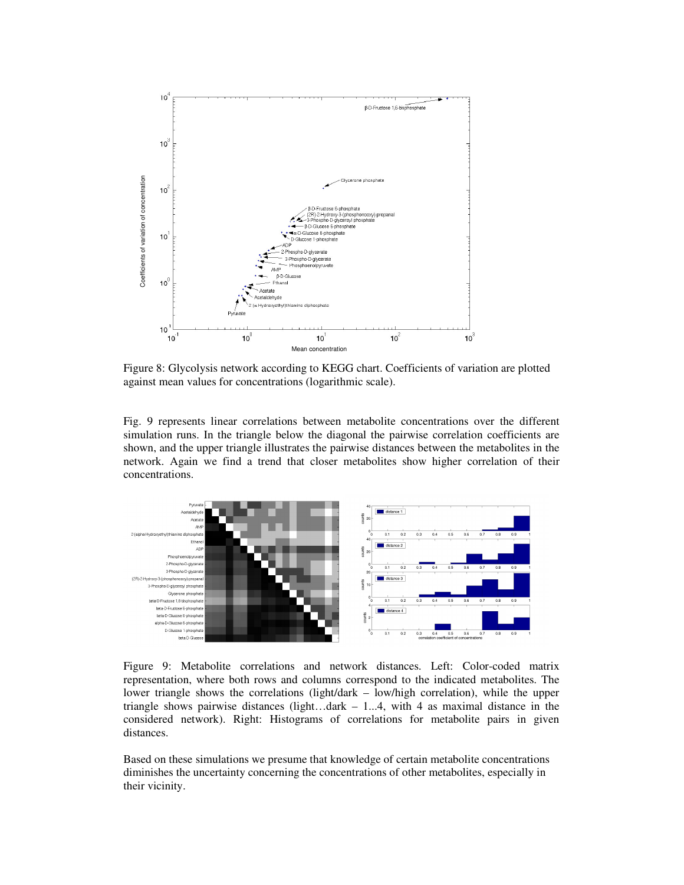Figure 8: Glycolysis network according to KEGG chart. Coefficients of variation are plotted against mean values for concentrations (logarithmic scale).

Fig. 9 represents linear correlations between metabolite concentrations over the different simulation runs. In the triangle below the diagonal the pairwise correlation coefficients are shown, and the upper triangle illustrates the pairwise distances between the metabolites in the network. Again we find a trend that closer metabolites show higher correlation of their concentrations.

Figure 9: Metabolite correlations and network distances. Left: Color-coded matrix representation, where both rows and columns correspond to the indicated metabolites. The lower triangle shows the correlations (light/dark – low/high correlation), while the upper triangle shows pairwise distances (light…dark – 1...4, with 4 as maximal distance in the considered network). Right: Histograms of correlations for metabolite pairs in given distances.

Based on these simulations we presume that knowledge of certain metabolite concentrations diminishes the uncertainty concerning the concentrations of other metabolites, especially in their vicinity.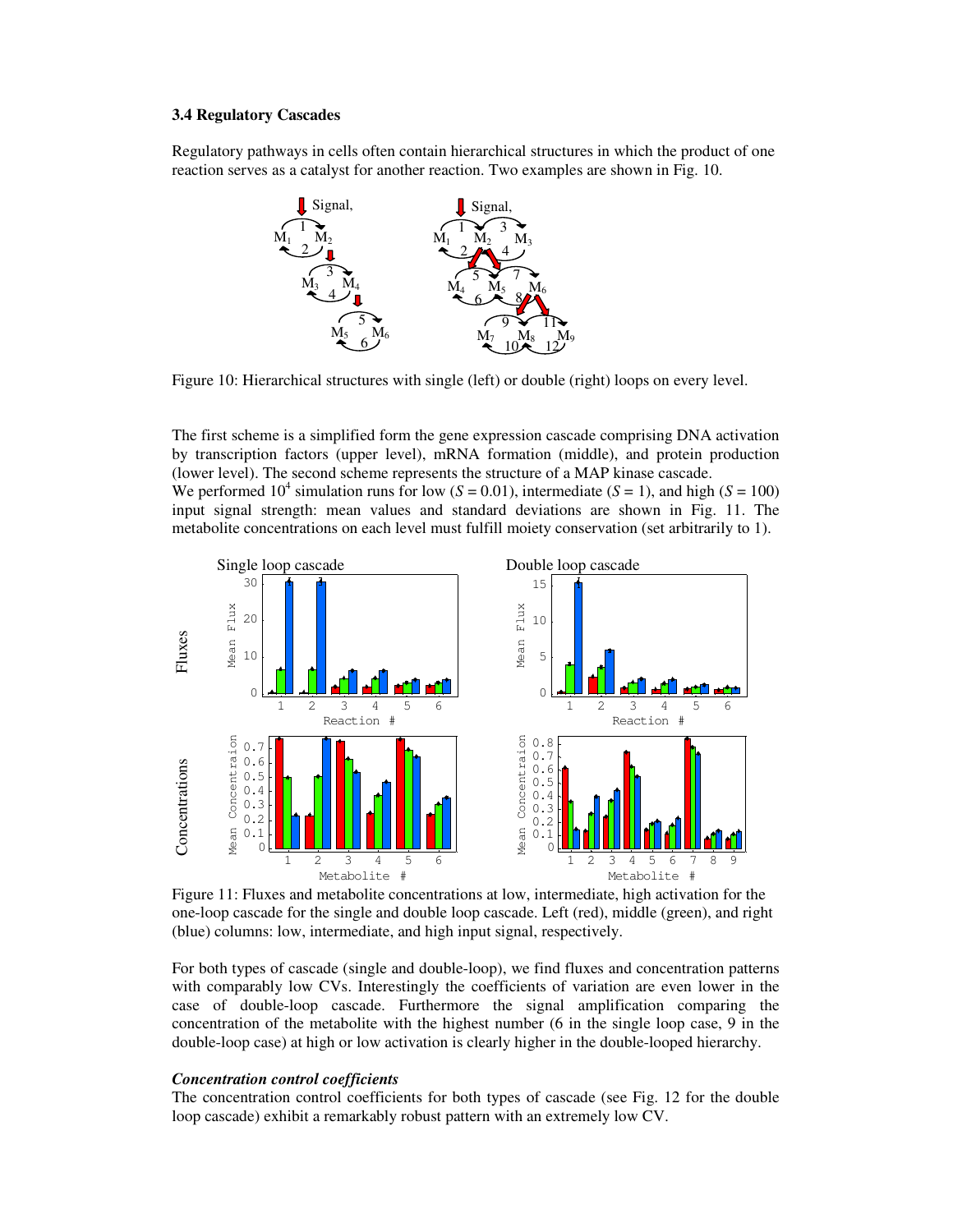### 3.4 Regulatory Cascades

Regulatory pathways in cells often contain hierarchical structures in which the product of one reaction serves as a catalyst for another reaction. Two examples are shown in Fig. 10.

Figure 10: Hierarchical structures with single (left) or double (right) loops on every level.

The first scheme is a simplified form the gene expression cascade comprising DNA activation by transcription factors (upper level), mRNA formation (middle), and protein production (lower level). The second scheme represents the structure of a MAP kinase cascade.
We performed $10^4$ simulation runs for low ($S = 0.01$), intermediate ($S = 1$), and high ($S = 100$) input signal strength: mean values and standard deviations are shown in Fig. 11. The metabolite concentrations on each level must fulfill moiety conservation (set arbitrarily to 1).

Figure 11: Fluxes and metabolite concentrations at low, intermediate, high activation for the one-loop cascade for the single and double loop cascade. Left (red), middle (green), and right (blue) columns: low, intermediate, and high input signal, respectively.

For both types of cascade (single and double-loop), we find fluxes and concentration patterns with comparably low CVs. Interestingly the coefficients of variation are even lower in the case of double-loop cascade. Furthermore the signal amplification comparing the concentration of the metabolite with the highest number (6 in the single loop case, 9 in the double-loop case) at high or low activation is clearly higher in the double-looped hierarchy.

#### *Concentration control coefficients*

The concentration control coefficients for both types of cascade (see Fig. 12 for the double loop cascade) exhibit a remarkably robust pattern with an extremely low CV.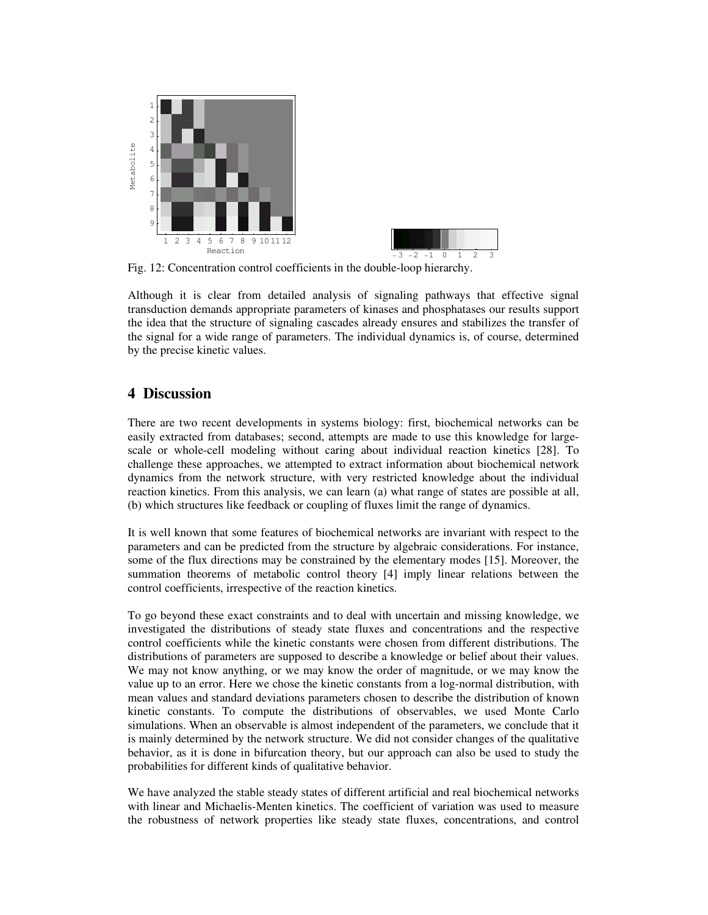Fig. 12: Concentration control coefficients in the double-loop hierarchy.

Although it is clear from detailed analysis of signaling pathways that effective signal transduction demands appropriate parameters of kinases and phosphatases our results support the idea that the structure of signaling cascades already ensures and stabilizes the transfer of the signal for a wide range of parameters. The individual dynamics is, of course, determined by the precise kinetic values.

## 4 Discussion

There are two recent developments in systems biology: first, biochemical networks can be easily extracted from databases; second, attempts are made to use this knowledge for large-scale or whole-cell modeling without caring about individual reaction kinetics [28]. To challenge these approaches, we attempted to extract information about biochemical network dynamics from the network structure, with very restricted knowledge about the individual reaction kinetics. From this analysis, we can learn (a) what range of states are possible at all, (b) which structures like feedback or coupling of fluxes limit the range of dynamics.

It is well known that some features of biochemical networks are invariant with respect to the parameters and can be predicted from the structure by algebraic considerations. For instance, some of the flux directions may be constrained by the elementary modes [15]. Moreover, the summation theorems of metabolic control theory [4] imply linear relations between the control coefficients, irrespective of the reaction kinetics.

To go beyond these exact constraints and to deal with uncertain and missing knowledge, we investigated the distributions of steady state fluxes and concentrations and the respective control coefficients while the kinetic constants were chosen from different distributions. The distributions of parameters are supposed to describe a knowledge or belief about their values. We may not know anything, or we may know the order of magnitude, or we may know the value up to an error. Here we chose the kinetic constants from a log-normal distribution, with mean values and standard deviations parameters chosen to describe the distribution of known kinetic constants. To compute the distributions of observables, we used Monte Carlo simulations. When an observable is almost independent of the parameters, we conclude that it is mainly determined by the network structure. We did not consider changes of the qualitative behavior, as it is done in bifurcation theory, but our approach can also be used to study the probabilities for different kinds of qualitative behavior.

We have analyzed the stable steady states of different artificial and real biochemical networks with linear and Michaelis-Menten kinetics. The coefficient of variation was used to measure the robustness of network properties like steady state fluxes, concentrations, and control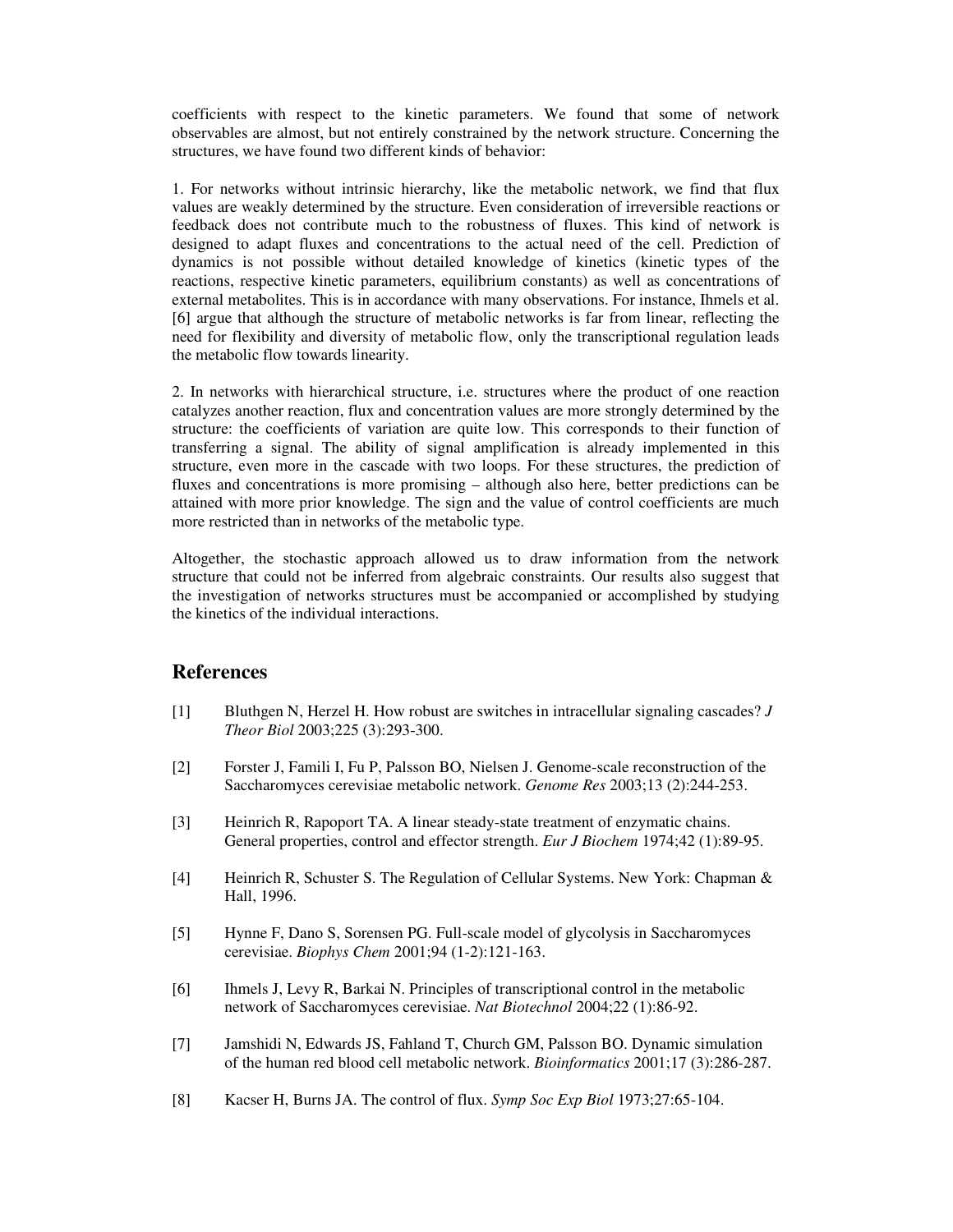coefficients with respect to the kinetic parameters. We found that some of network observables are almost, but not entirely constrained by the network structure. Concerning the structures, we have found two different kinds of behavior:

1. For networks without intrinsic hierarchy, like the metabolic network, we find that flux values are weakly determined by the structure. Even consideration of irreversible reactions or feedback does not contribute much to the robustness of fluxes. This kind of network is designed to adapt fluxes and concentrations to the actual need of the cell. Prediction of dynamics is not possible without detailed knowledge of kinetics (kinetic types of the reactions, respective kinetic parameters, equilibrium constants) as well as concentrations of external metabolites. This is in accordance with many observations. For instance, Ihmels et al. [6] argue that although the structure of metabolic networks is far from linear, reflecting the need for flexibility and diversity of metabolic flow, only the transcriptional regulation leads the metabolic flow towards linearity.

2. In networks with hierarchical structure, i.e. structures where the product of one reaction catalyzes another reaction, flux and concentration values are more strongly determined by the structure: the coefficients of variation are quite low. This corresponds to their function of transferring a signal. The ability of signal amplification is already implemented in this structure, even more in the cascade with two loops. For these structures, the prediction of fluxes and concentrations is more promising – although also here, better predictions can be attained with more prior knowledge. The sign and the value of control coefficients are much more restricted than in networks of the metabolic type.

Altogether, the stochastic approach allowed us to draw information from the network structure that could not be inferred from algebraic constraints. Our results also suggest that the investigation of networks structures must be accompanied or accomplished by studying the kinetics of the individual interactions.

## References

[1] Bluthgen N, Herzel H. How robust are switches in intracellular signaling cascades? *J Theor Biol* 2003;225 (3):293-300.

[2] Forster J, Famili I, Fu P, Palsson BO, Nielsen J. Genome-scale reconstruction of the Saccharomyces cerevisiae metabolic network. *Genome Res* 2003;13 (2):244-253.

[3] Heinrich R, Rapoport TA. A linear steady-state treatment of enzymatic chains. General properties, control and effector strength. *Eur J Biochem* 1974;42 (1):89-95.

[4] Heinrich R, Schuster S. The Regulation of Cellular Systems. New York: Chapman & Hall, 1996.

[5] Hynne F, Dano S, Sorensen PG. Full-scale model of glycolysis in Saccharomyces cerevisiae. *Biophys Chem* 2001;94 (1-2):121-163.

[6] Ihmels J, Levy R, Barkai N. Principles of transcriptional control in the metabolic network of Saccharomyces cerevisiae. *Nat Biotechnol* 2004;22 (1):86-92.

[7] Jamshidi N, Edwards JS, Fahland T, Church GM, Palsson BO. Dynamic simulation of the human red blood cell metabolic network. *Bioinformatics* 2001;17 (3):286-287.

[8] Kacser H, Burns JA. The control of flux. *Symp Soc Exp Biol* 1973;27:65-104.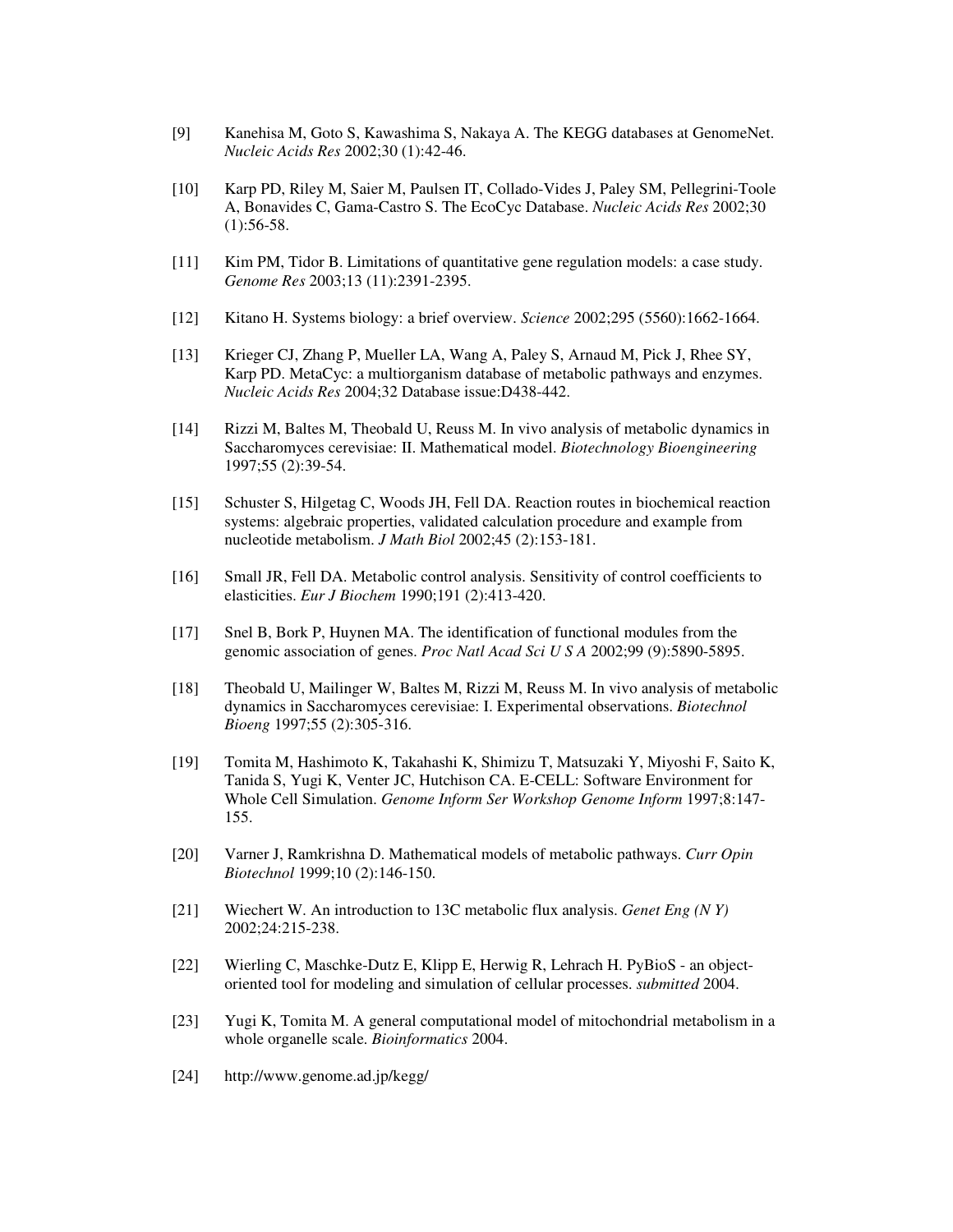[9] Kanehisa M, Goto S, Kawashima S, Nakaya A. The KEGG databases at GenomeNet. *Nucleic Acids Res* 2002;30 (1):42-46.

[10] Karp PD, Riley M, Saier M, Paulsen IT, Collado-Vides J, Paley SM, Pellegrini-Toole A, Bonavides C, Gama-Castro S. The EcoCyc Database. *Nucleic Acids Res* 2002;30 (1):56-58.

[11] Kim PM, Tidor B. Limitations of quantitative gene regulation models: a case study. *Genome Res* 2003;13 (11):2391-2395.

[12] Kitano H. Systems biology: a brief overview. *Science* 2002;295 (5560):1662-1664.

[13] Krieger CJ, Zhang P, Mueller LA, Wang A, Paley S, Arnaud M, Pick J, Rhee SY, Karp PD. MetaCyc: a multiorganism database of metabolic pathways and enzymes. *Nucleic Acids Res* 2004;32 Database issue:D438-442.

[14] Rizzi M, Baltes M, Theobald U, Reuss M. In vivo analysis of metabolic dynamics in Saccharomyces cerevisiae: II. Mathematical model. *Biotechnology Bioengineering* 1997;55 (2):39-54.

[15] Schuster S, Hilgetag C, Woods JH, Fell DA. Reaction routes in biochemical reaction systems: algebraic properties, validated calculation procedure and example from nucleotide metabolism. *J Math Biol* 2002;45 (2):153-181.

[16] Small JR, Fell DA. Metabolic control analysis. Sensitivity of control coefficients to elasticities. *Eur J Biochem* 1990;191 (2):413-420.

[17] Snel B, Bork P, Huynen MA. The identification of functional modules from the genomic association of genes. *Proc Natl Acad Sci U S A* 2002;99 (9):5890-5895.

[18] Theobald U, Mailinger W, Baltes M, Rizzi M, Reuss M. In vivo analysis of metabolic dynamics in Saccharomyces cerevisiae: I. Experimental observations. *Biotechnol Bioeng* 1997;55 (2):305-316.

[19] Tomita M, Hashimoto K, Takahashi K, Shimizu T, Matsuzaki Y, Miyoshi F, Saito K, Tanida S, Yugi K, Venter JC, Hutchison CA. E-CELL: Software Environment for Whole Cell Simulation. *Genome Inform Ser Workshop Genome Inform* 1997;8:147-155.

[20] Varner J, Ramkrishna D. Mathematical models of metabolic pathways. *Curr Opin Biotechnol* 1999;10 (2):146-150.

[21] Wiechert W. An introduction to 13C metabolic flux analysis. *Genet Eng (N Y)* 2002;24:215-238.

[22] Wierling C, Maschke-Dutz E, Klipp E, Herwig R, Lehrach H. PyBioS - an object-oriented tool for modeling and simulation of cellular processes. *submitted* 2004.

[23] Yugi K, Tomita M. A general computational model of mitochondrial metabolism in a whole organelle scale. *Bioinformatics* 2004.

[24] http://www.genome.ad.jp/kegg/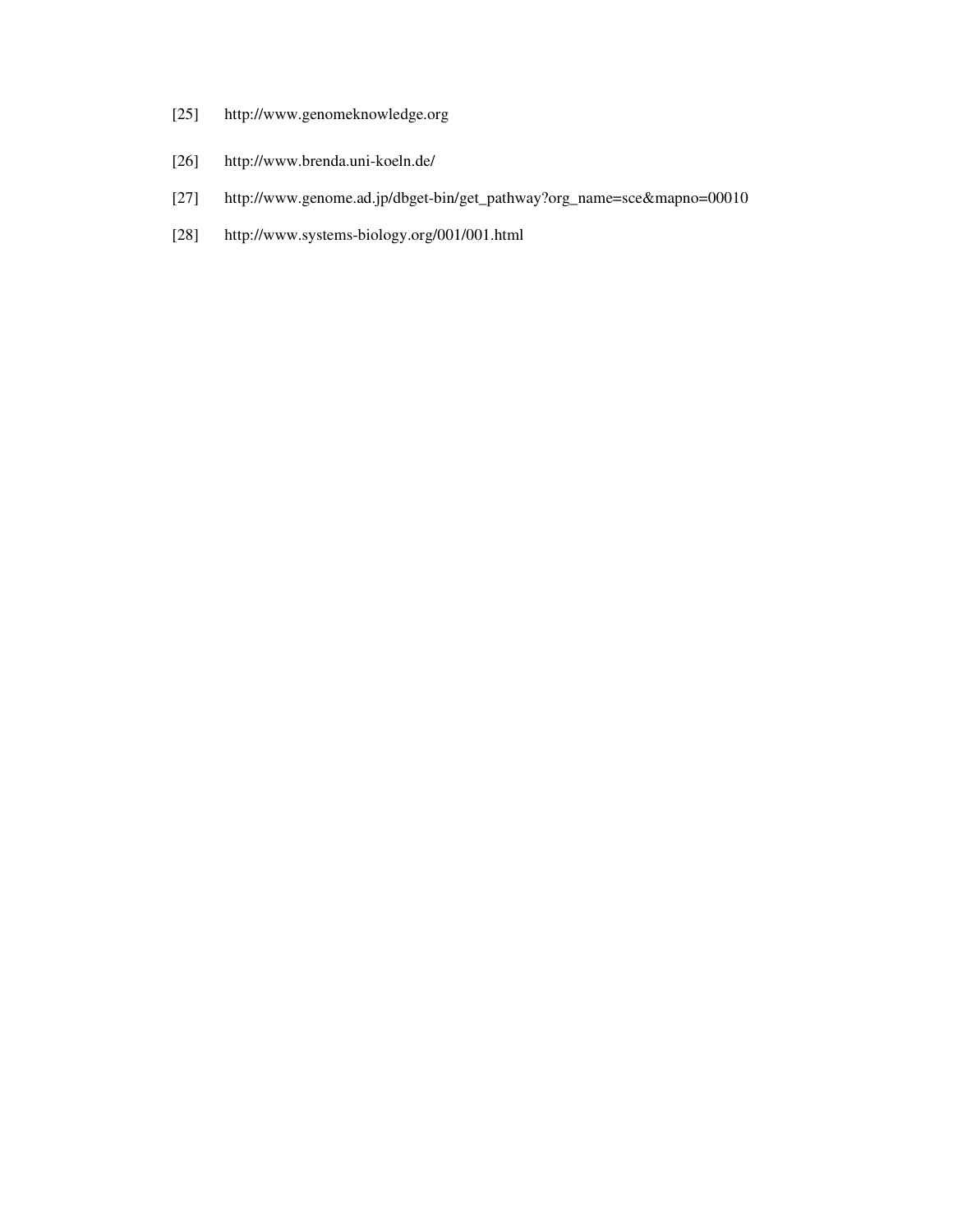[25] http://www.genomeknowledge.org

[26] http://www.brenda.uni-koeln.de/

[27] http://www.genome.ad.jp/dbget-bin/get_pathway?org_name=sce&mapno=00010

[28] http://www.systems-biology.org/001/001.html